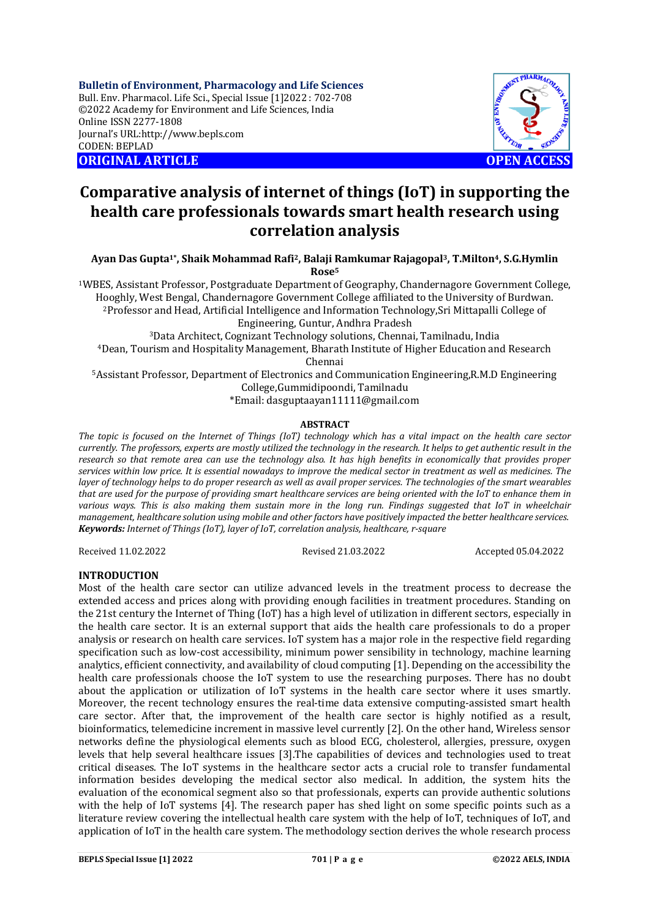**Bulletin of Environment, Pharmacology and Life Sciences**
Bull. Env. Pharmacol. Life Sci., Special Issue [1]2022 : 702-708
©2022 Academy for Environment and Life Sciences, India
Online ISSN 2277-1808
Journal's URL:http://www.bepls.com
CODEN: BEPLAD

**ORIGINAL ARTICLE** **OPEN ACCESS**

# Comparative analysis of internet of things (IoT) in supporting the health care professionals towards smart health research using correlation analysis

**Ayan Das Gupta[1*], Shaik Mohammad Rafi[2], Balaji Ramkumar Rajagopal[3], T.Milton[4], S.G.Hymlin Rose[5]**

[1]WBES, Assistant Professor, Postgraduate Department of Geography, Chandernagore Government College, Hooghly, West Bengal, Chandernagore Government College affiliated to the University of Burdwan.
[2]Professor and Head, Artificial Intelligence and Information Technology,Sri Mittapalli College of Engineering, Guntur, Andhra Pradesh
[3]Data Architect, Cognizant Technology solutions, Chennai, Tamilnadu, India
[4]Dean, Tourism and Hospitality Management, Bharath Institute of Higher Education and Research Chennai
[5]Assistant Professor, Department of Electronics and Communication Engineering,R.M.D Engineering College,Gummidipoondi, Tamilnadu
*Email: dasguptaayan11111@gmail.com

## ABSTRACT

*The topic is focused on the Internet of Things (IoT) technology which has a vital impact on the health care sector currently. The professors, experts are mostly utilized the technology in the research. It helps to get authentic result in the research so that remote area can use the technology also. It has high benefits in economically that provides proper services within low price. It is essential nowadays to improve the medical sector in treatment as well as medicines. The layer of technology helps to do proper research as well as avail proper services. The technologies of the smart wearables that are used for the purpose of providing smart healthcare services are being oriented with the IoT to enhance them in various ways. This is also making them sustain more in the long run. Findings suggested that IoT in wheelchair management, healthcare solution using mobile and other factors have positively impacted the better healthcare services.*

***Keywords:*** *Internet of Things (IoT), layer of IoT, correlation analysis, healthcare, r-square*

Received 11.02.2022 Revised 21.03.2022 Accepted 05.04.2022

## INTRODUCTION

Most of the health care sector can utilize advanced levels in the treatment process to decrease the extended access and prices along with providing enough facilities in treatment procedures. Standing on the 21st century the Internet of Thing (IoT) has a high level of utilization in different sectors, especially in the health care sector. It is an external support that aids the health care professionals to do a proper analysis or research on health care services. IoT system has a major role in the respective field regarding specification such as low-cost accessibility, minimum power sensibility in technology, machine learning analytics, efficient connectivity, and availability of cloud computing [1]. Depending on the accessibility the health care professionals choose the IoT system to use the researching purposes. There has no doubt about the application or utilization of IoT systems in the health care sector where it uses smartly. Moreover, the recent technology ensures the real-time data extensive computing-assisted smart health care sector. After that, the improvement of the health care sector is highly notified as a result, bioinformatics, telemedicine increment in massive level currently [2]. On the other hand, Wireless sensor networks define the physiological elements such as blood ECG, cholesterol, allergies, pressure, oxygen levels that help several healthcare issues [3].The capabilities of devices and technologies used to treat critical diseases. The IoT systems in the healthcare sector acts a crucial role to transfer fundamental information besides developing the medical sector also medical. In addition, the system hits the evaluation of the economical segment also so that professionals, experts can provide authentic solutions with the help of IoT systems [4]. The research paper has shed light on some specific points such as a literature review covering the intellectual health care system with the help of IoT, techniques of IoT, and application of IoT in the health care system. The methodology section derives the whole research process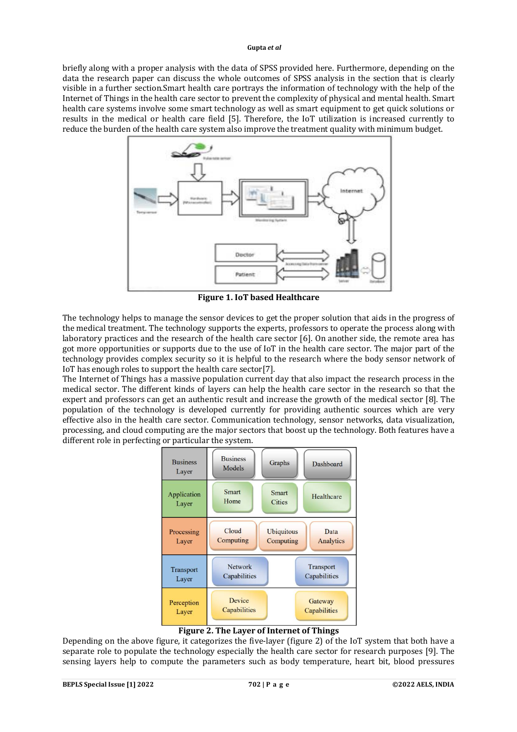briefly along with a proper analysis with the data of SPSS provided here. Furthermore, depending on the data the research paper can discuss the whole outcomes of SPSS analysis in the section that is clearly visible in a further section.Smart health care portrays the information of technology with the help of the Internet of Things in the health care sector to prevent the complexity of physical and mental health. Smart health care systems involve some smart technology as well as smart equipment to get quick solutions or results in the medical or health care field [5]. Therefore, the IoT utilization is increased currently to reduce the burden of the health care system also improve the treatment quality with minimum budget.

**Figure 1. IoT based Healthcare**

The technology helps to manage the sensor devices to get the proper solution that aids in the progress of the medical treatment. The technology supports the experts, professors to operate the process along with laboratory practices and the research of the health care sector [6]. On another side, the remote area has got more opportunities or supports due to the use of IoT in the health care sector. The major part of the technology provides complex security so it is helpful to the research where the body sensor network of IoT has enough roles to support the health care sector[7].

The Internet of Things has a massive population current day that also impact the research process in the medical sector. The different kinds of layers can help the health care sector in the research so that the expert and professors can get an authentic result and increase the growth of the medical sector [8]. The population of the technology is developed currently for providing authentic sources which are very effective also in the health care sector. Communication technology, sensor networks, data visualization, processing, and cloud computing are the major sectors that boost up the technology. Both features have a different role in perfecting or particular the system.

| | | | |
|---|---|---|---|
| Business Layer | Business Models | Graphs | Dashboard |
| Application Layer | Smart Home | Smart Cities | Healthcare |
| Processing Layer | Cloud Computing | Ubiquitous Computing | Data Analytics |
| Transport Layer | Network Capabilities | | Transport Capabilities |
| Perception Layer | Device Capabilities | | Gateway Capabilities |

**Figure 2. The Layer of Internet of Things**

Depending on the above figure, it categorizes the five-layer (figure 2) of the IoT system that both have a separate role to populate the technology especially the health care sector for research purposes [9]. The sensing layers help to compute the parameters such as body temperature, heart bit, blood pressures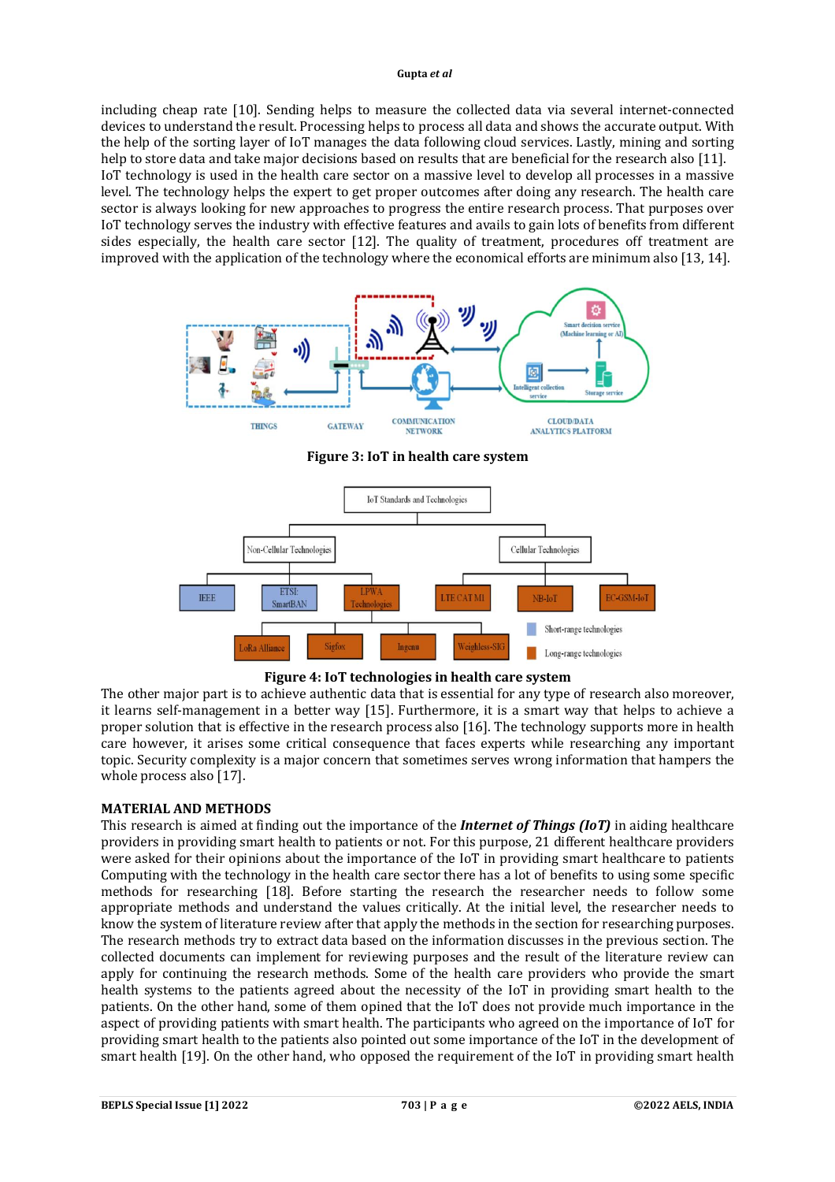including cheap rate [10]. Sending helps to measure the collected data via several internet-connected devices to understand the result. Processing helps to process all data and shows the accurate output. With the help of the sorting layer of IoT manages the data following cloud services. Lastly, mining and sorting help to store data and take major decisions based on results that are beneficial for the research also [11].
IoT technology is used in the health care sector on a massive level to develop all processes in a massive level. The technology helps the expert to get proper outcomes after doing any research. The health care sector is always looking for new approaches to progress the entire research process. That purposes over IoT technology serves the industry with effective features and avails to gain lots of benefits from different sides especially, the health care sector [12]. The quality of treatment, procedures off treatment are improved with the application of the technology where the economical efforts are minimum also [13, 14].

**Figure 3: IoT in health care system**

**Figure 4: IoT technologies in health care system**

The other major part is to achieve authentic data that is essential for any type of research also moreover, it learns self-management in a better way [15]. Furthermore, it is a smart way that helps to achieve a proper solution that is effective in the research process also [16]. The technology supports more in health care however, it arises some critical consequence that faces experts while researching any important topic. Security complexity is a major concern that sometimes serves wrong information that hampers the whole process also [17].

## MATERIAL AND METHODS

This research is aimed at finding out the importance of the ***Internet of Things (IoT)*** in aiding healthcare providers in providing smart health to patients or not. For this purpose, 21 different healthcare providers were asked for their opinions about the importance of the IoT in providing smart healthcare to patients Computing with the technology in the health care sector there has a lot of benefits to using some specific methods for researching [18]. Before starting the research the researcher needs to follow some appropriate methods and understand the values critically. At the initial level, the researcher needs to know the system of literature review after that apply the methods in the section for researching purposes. The research methods try to extract data based on the information discusses in the previous section. The collected documents can implement for reviewing purposes and the result of the literature review can apply for continuing the research methods. Some of the health care providers who provide the smart health systems to the patients agreed about the necessity of the IoT in providing smart health to the patients. On the other hand, some of them opined that the IoT does not provide much importance in the aspect of providing patients with smart health. The participants who agreed on the importance of IoT for providing smart health to the patients also pointed out some importance of the IoT in the development of smart health [19]. On the other hand, who opposed the requirement of the IoT in providing smart health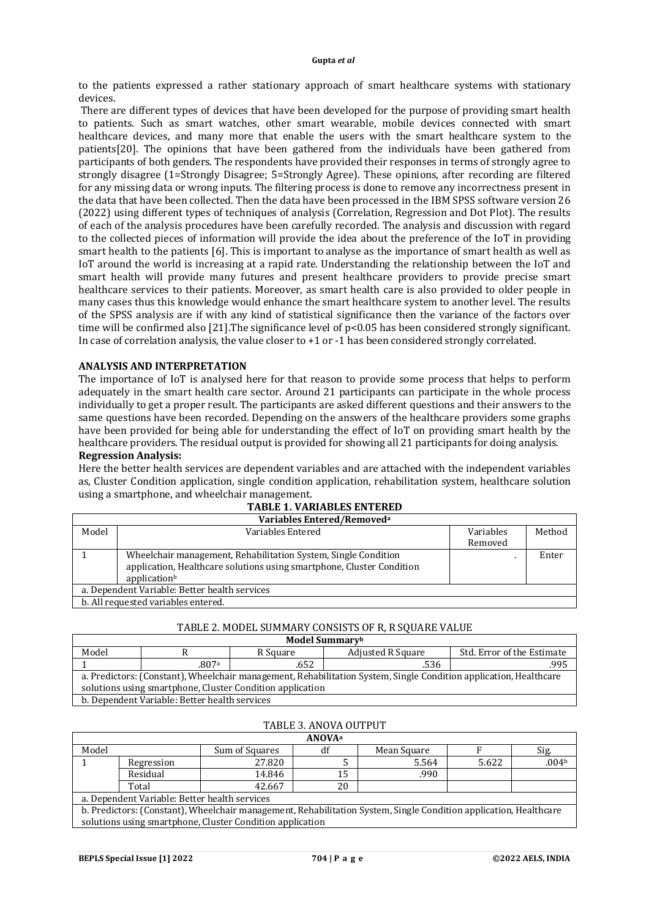to the patients expressed a rather stationary approach of smart healthcare systems with stationary devices.

There are different types of devices that have been developed for the purpose of providing smart health to patients. Such as smart watches, other smart wearable, mobile devices connected with smart healthcare devices, and many more that enable the users with the smart healthcare system to the patients[20]. The opinions that have been gathered from the individuals have been gathered from participants of both genders. The respondents have provided their responses in terms of strongly agree to strongly disagree (1=Strongly Disagree; 5=Strongly Agree). These opinions, after recording are filtered for any missing data or wrong inputs. The filtering process is done to remove any incorrectness present in the data that have been collected. Then the data have been processed in the IBM SPSS software version 26 (2022) using different types of techniques of analysis (Correlation, Regression and Dot Plot). The results of each of the analysis procedures have been carefully recorded. The analysis and discussion with regard to the collected pieces of information will provide the idea about the preference of the IoT in providing smart health to the patients [6]. This is important to analyse as the importance of smart health as well as IoT around the world is increasing at a rapid rate. Understanding the relationship between the IoT and smart health will provide many futures and present healthcare providers to provide precise smart healthcare services to their patients. Moreover, as smart health care is also provided to older people in many cases thus this knowledge would enhance the smart healthcare system to another level. The results of the SPSS analysis are if with any kind of statistical significance then the variance of the factors over time will be confirmed also [21].The significance level of $p<0.05$ has been considered strongly significant. In case of correlation analysis, the value closer to +1 or -1 has been considered strongly correlated.

## ANALYSIS AND INTERPRETATION

The importance of IoT is analysed here for that reason to provide some process that helps to perform adequately in the smart health care sector. Around 21 participants can participate in the whole process individually to get a proper result. The participants are asked different questions and their answers to the same questions have been recorded. Depending on the answers of the healthcare providers some graphs have been provided for being able for understanding the effect of IoT on providing smart health by the healthcare providers. The residual output is provided for showing all 21 participants for doing analysis.

### Regression Analysis:

Here the better health services are dependent variables and are attached with the independent variables as, Cluster Condition application, single condition application, rehabilitation system, healthcare solution using a smartphone, and wheelchair management.

**TABLE 1. VARIABLES ENTERED**

| Variables Entered/Removed[a] | | | |
|---|---|---|---|
| Model | Variables Entered | Variables Removed | Method |
| 1 | Wheelchair management, Rehabilitation System, Single Condition application, Healthcare solutions using smartphone, Cluster Condition application[b] | . | Enter |
| a. Dependent Variable: Better health services | | | |
| b. All requested variables entered. | | | |

TABLE 2. MODEL SUMMARY CONSISTS OF R, R SQUARE VALUE

| Model Summary[b] | | | | |
|---|---|---|---|---|
| Model | R | R Square | Adjusted R Square | Std. Error of the Estimate |
| 1 | .807[a] | .652 | .536 | .995 |
| a. Predictors: (Constant), Wheelchair management, Rehabilitation System, Single Condition application, Healthcare solutions using smartphone, Cluster Condition application | | | | |
| b. Dependent Variable: Better health services | | | | |

TABLE 3. ANOVA OUTPUT

| ANOVA[a] | | | | | | |
|---|---|---|---|---|---|---|
| Model | | Sum of Squares | df | Mean Square | F | Sig. |
| 1 | Regression | 27.820 | 5 | 5.564 | 5.622 | .004[b] |
| | Residual | 14.846 | 15 | .990 | | |
| | Total | 42.667 | 20 | | | |
| a. Dependent Variable: Better health services | | | | | | |
| b. Predictors: (Constant), Wheelchair management, Rehabilitation System, Single Condition application, Healthcare solutions using smartphone, Cluster Condition application | | | | | | |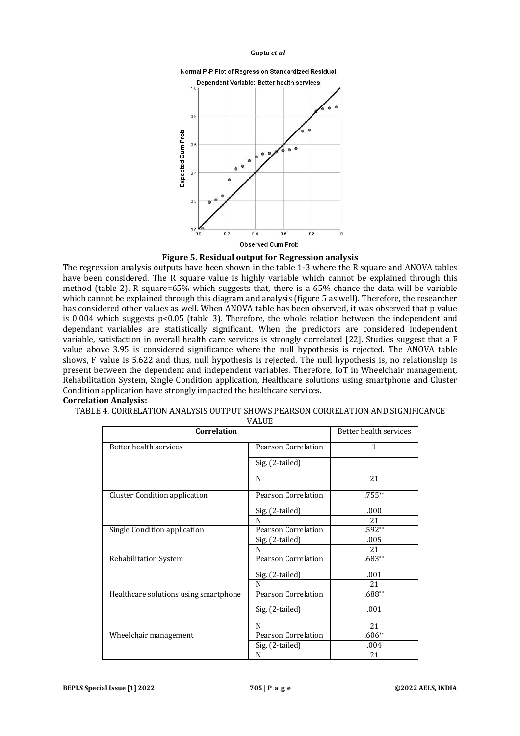Figure 5. Residual output for Regression analysis

The regression analysis outputs have been shown in the table 1-3 where the R square and ANOVA tables have been considered. The R square value is highly variable which cannot be explained through this method (table 2). R square=65% which suggests that, there is a 65% chance the data will be variable which cannot be explained through this diagram and analysis (figure 5 as well). Therefore, the researcher has considered other values as well. When ANOVA table has been observed, it was observed that p value is 0.004 which suggests $p<0.05$ (table 3). Therefore, the whole relation between the independent and dependant variables are statistically significant. When the predictors are considered independent variable, satisfaction in overall health care services is strongly correlated [22]. Studies suggest that a F value above 3.95 is considered significance where the null hypothesis is rejected. The ANOVA table shows, F value is 5.622 and thus, null hypothesis is rejected. The null hypothesis is, no relationship is present between the dependent and independent variables. Therefore, IoT in Wheelchair management, Rehabilitation System, Single Condition application, Healthcare solutions using smartphone and Cluster Condition application have strongly impacted the healthcare services.

**Correlation Analysis:**

TABLE 4. CORRELATION ANALYSIS OUTPUT SHOWS PEARSON CORRELATION AND SIGNIFICANCE VALUE

| Correlation | | Better health services |
|---|---|---|
| Better health services | Pearson Correlation | 1 |
| | Sig. (2-tailed) | |
| | N | 21 |
| Cluster Condition application | Pearson Correlation | .755** |
| | Sig. (2-tailed) | .000 |
| | N | 21 |
| Single Condition application | Pearson Correlation | .592** |
| | Sig. (2-tailed) | .005 |
| | N | 21 |
| Rehabilitation System | Pearson Correlation | .683** |
| | Sig. (2-tailed) | .001 |
| | N | 21 |
| Healthcare solutions using smartphone | Pearson Correlation | .688** |
| | Sig. (2-tailed) | .001 |
| | N | 21 |
| Wheelchair management | Pearson Correlation | .606** |
| | Sig. (2-tailed) | .004 |
| | N | 21 |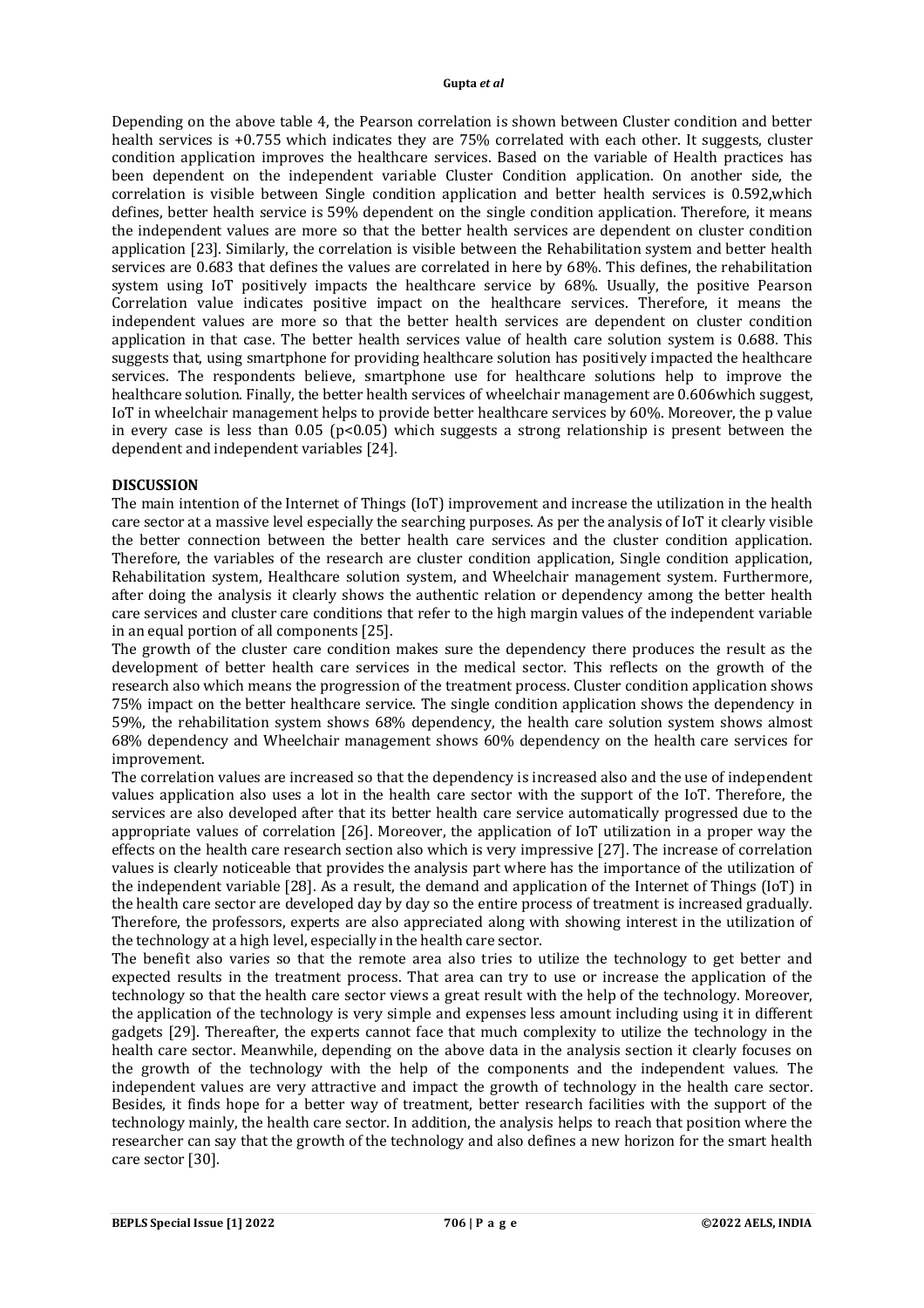Depending on the above table 4, the Pearson correlation is shown between Cluster condition and better health services is +0.755 which indicates they are 75% correlated with each other. It suggests, cluster condition application improves the healthcare services. Based on the variable of Health practices has been dependent on the independent variable Cluster Condition application. On another side, the correlation is visible between Single condition application and better health services is 0.592,which defines, better health service is 59% dependent on the single condition application. Therefore, it means the independent values are more so that the better health services are dependent on cluster condition application [23]. Similarly, the correlation is visible between the Rehabilitation system and better health services are 0.683 that defines the values are correlated in here by 68%. This defines, the rehabilitation system using IoT positively impacts the healthcare service by 68%. Usually, the positive Pearson Correlation value indicates positive impact on the healthcare services. Therefore, it means the independent values are more so that the better health services are dependent on cluster condition application in that case. The better health services value of health care solution system is 0.688. This suggests that, using smartphone for providing healthcare solution has positively impacted the healthcare services. The respondents believe, smartphone use for healthcare solutions help to improve the healthcare solution. Finally, the better health services of wheelchair management are 0.606which suggest, IoT in wheelchair management helps to provide better healthcare services by 60%. Moreover, the p value in every case is less than 0.05 ($p<0.05$) which suggests a strong relationship is present between the dependent and independent variables [24].

## DISCUSSION

The main intention of the Internet of Things (IoT) improvement and increase the utilization in the health care sector at a massive level especially the searching purposes. As per the analysis of IoT it clearly visible the better connection between the better health care services and the cluster condition application. Therefore, the variables of the research are cluster condition application, Single condition application, Rehabilitation system, Healthcare solution system, and Wheelchair management system. Furthermore, after doing the analysis it clearly shows the authentic relation or dependency among the better health care services and cluster care conditions that refer to the high margin values of the independent variable in an equal portion of all components [25].

The growth of the cluster care condition makes sure the dependency there produces the result as the development of better health care services in the medical sector. This reflects on the growth of the research also which means the progression of the treatment process. Cluster condition application shows 75% impact on the better healthcare service. The single condition application shows the dependency in 59%, the rehabilitation system shows 68% dependency, the health care solution system shows almost 68% dependency and Wheelchair management shows 60% dependency on the health care services for improvement.

The correlation values are increased so that the dependency is increased also and the use of independent values application also uses a lot in the health care sector with the support of the IoT. Therefore, the services are also developed after that its better health care service automatically progressed due to the appropriate values of correlation [26]. Moreover, the application of IoT utilization in a proper way the effects on the health care research section also which is very impressive [27]. The increase of correlation values is clearly noticeable that provides the analysis part where has the importance of the utilization of the independent variable [28]. As a result, the demand and application of the Internet of Things (IoT) in the health care sector are developed day by day so the entire process of treatment is increased gradually. Therefore, the professors, experts are also appreciated along with showing interest in the utilization of the technology at a high level, especially in the health care sector.

The benefit also varies so that the remote area also tries to utilize the technology to get better and expected results in the treatment process. That area can try to use or increase the application of the technology so that the health care sector views a great result with the help of the technology. Moreover, the application of the technology is very simple and expenses less amount including using it in different gadgets [29]. Thereafter, the experts cannot face that much complexity to utilize the technology in the health care sector. Meanwhile, depending on the above data in the analysis section it clearly focuses on the growth of the technology with the help of the components and the independent values. The independent values are very attractive and impact the growth of technology in the health care sector. Besides, it finds hope for a better way of treatment, better research facilities with the support of the technology mainly, the health care sector. In addition, the analysis helps to reach that position where the researcher can say that the growth of the technology and also defines a new horizon for the smart health care sector [30].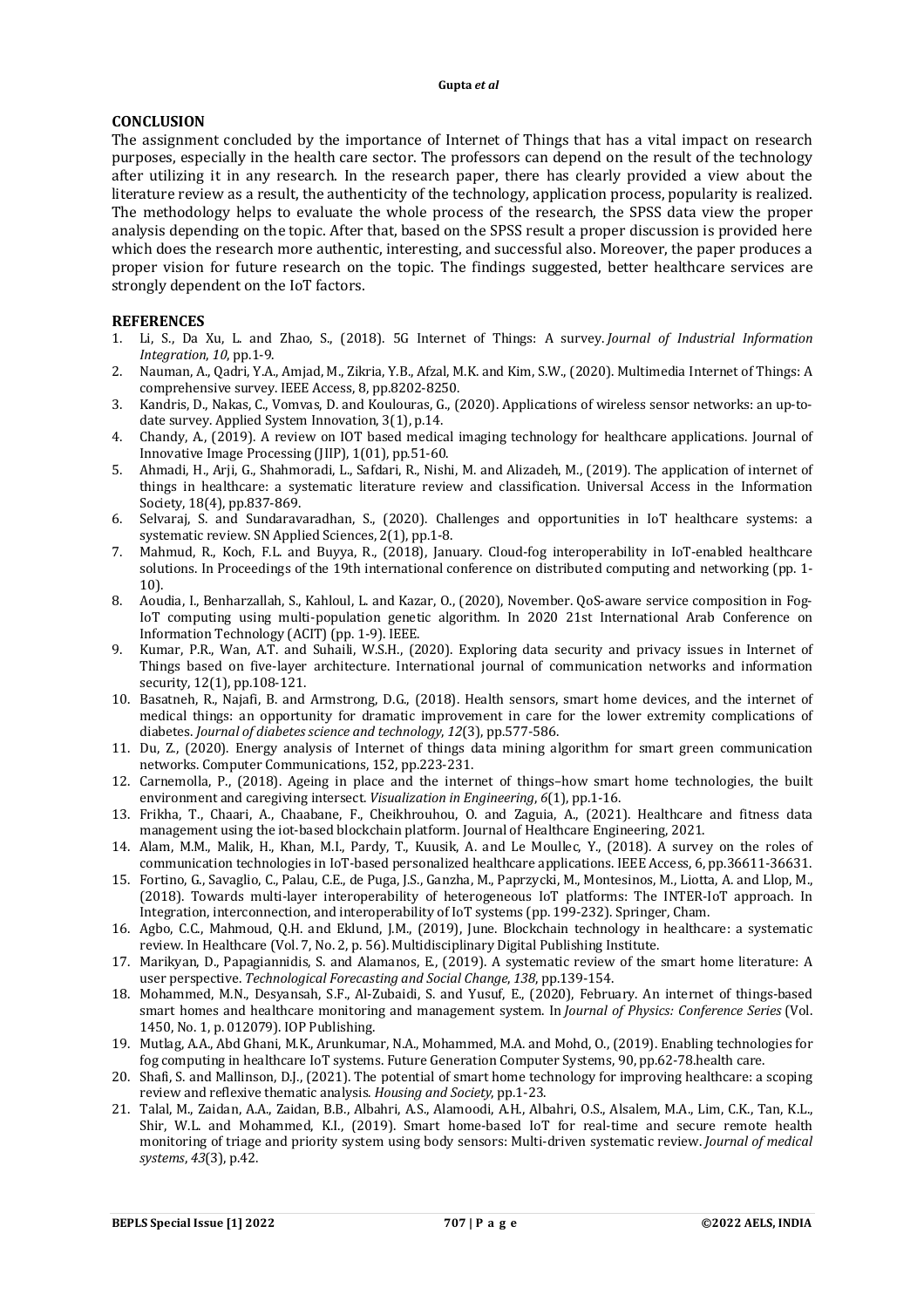## CONCLUSION

The assignment concluded by the importance of Internet of Things that has a vital impact on research purposes, especially in the health care sector. The professors can depend on the result of the technology after utilizing it in any research. In the research paper, there has clearly provided a view about the literature review as a result, the authenticity of the technology, application process, popularity is realized. The methodology helps to evaluate the whole process of the research, the SPSS data view the proper analysis depending on the topic. After that, based on the SPSS result a proper discussion is provided here which does the research more authentic, interesting, and successful also. Moreover, the paper produces a proper vision for future research on the topic. The findings suggested, better healthcare services are strongly dependent on the IoT factors.

## REFERENCES

1. Li, S., Da Xu, L. and Zhao, S., (2018). 5G Internet of Things: A survey. *Journal of Industrial Information Integration*, *10*, pp.1-9.
2. Nauman, A., Qadri, Y.A., Amjad, M., Zikria, Y.B., Afzal, M.K. and Kim, S.W., (2020). Multimedia Internet of Things: A comprehensive survey. IEEE Access, 8, pp.8202-8250.
3. Kandris, D., Nakas, C., Vomvas, D. and Koulouras, G., (2020). Applications of wireless sensor networks: an up-to-date survey. Applied System Innovation, 3(1), p.14.
4. Chandy, A., (2019). A review on IOT based medical imaging technology for healthcare applications. Journal of Innovative Image Processing (JIIP), 1(01), pp.51-60.
5. Ahmadi, H., Arji, G., Shahmoradi, L., Safdari, R., Nishi, M. and Alizadeh, M., (2019). The application of internet of things in healthcare: a systematic literature review and classification. Universal Access in the Information Society, 18(4), pp.837-869.
6. Selvaraj, S. and Sundaravaradhan, S., (2020). Challenges and opportunities in IoT healthcare systems: a systematic review. SN Applied Sciences, 2(1), pp.1-8.
7. Mahmud, R., Koch, F.L. and Buyya, R., (2018), January. Cloud-fog interoperability in IoT-enabled healthcare solutions. In Proceedings of the 19th international conference on distributed computing and networking (pp. 1-10).
8. Aoudia, I., Benharzallah, S., Kahloul, L. and Kazar, O., (2020), November. QoS-aware service composition in Fog-IoT computing using multi-population genetic algorithm. In 2020 21st International Arab Conference on Information Technology (ACIT) (pp. 1-9). IEEE.
9. Kumar, P.R., Wan, A.T. and Suhaili, W.S.H., (2020). Exploring data security and privacy issues in Internet of Things based on five-layer architecture. International journal of communication networks and information security, 12(1), pp.108-121.
10. Basatneh, R., Najafi, B. and Armstrong, D.G., (2018). Health sensors, smart home devices, and the internet of medical things: an opportunity for dramatic improvement in care for the lower extremity complications of diabetes. *Journal of diabetes science and technology*, *12*(3), pp.577-586.
11. Du, Z., (2020). Energy analysis of Internet of things data mining algorithm for smart green communication networks. Computer Communications, 152, pp.223-231.
12. Carnemolla, P., (2018). Ageing in place and the internet of things–how smart home technologies, the built environment and caregiving intersect. *Visualization in Engineering*, *6*(1), pp.1-16.
13. Frikha, T., Chaari, A., Chaabane, F., Cheikhrouhou, O. and Zaguia, A., (2021). Healthcare and fitness data management using the iot-based blockchain platform. Journal of Healthcare Engineering, 2021.
14. Alam, M.M., Malik, H., Khan, M.I., Pardy, T., Kuusik, A. and Le Moullec, Y., (2018). A survey on the roles of communication technologies in IoT-based personalized healthcare applications. IEEE Access, 6, pp.36611-36631.
15. Fortino, G., Savaglio, C., Palau, C.E., de Puga, J.S., Ganzha, M., Paprzycki, M., Montesinos, M., Liotta, A. and Llop, M., (2018). Towards multi-layer interoperability of heterogeneous IoT platforms: The INTER-IoT approach. In Integration, interconnection, and interoperability of IoT systems (pp. 199-232). Springer, Cham.
16. Agbo, C.C., Mahmoud, Q.H. and Eklund, J.M., (2019), June. Blockchain technology in healthcare: a systematic review. In Healthcare (Vol. 7, No. 2, p. 56). Multidisciplinary Digital Publishing Institute.
17. Marikyan, D., Papagiannidis, S. and Alamanos, E., (2019). A systematic review of the smart home literature: A user perspective. *Technological Forecasting and Social Change*, *138*, pp.139-154.
18. Mohammed, M.N., Desyansah, S.F., Al-Zubaidi, S. and Yusuf, E., (2020), February. An internet of things-based smart homes and healthcare monitoring and management system. In *Journal of Physics: Conference Series* (Vol. 1450, No. 1, p. 012079). IOP Publishing.
19. Mutlag, A.A., Abd Ghani, M.K., Arunkumar, N.A., Mohammed, M.A. and Mohd, O., (2019). Enabling technologies for fog computing in healthcare IoT systems. Future Generation Computer Systems, 90, pp.62-78.health care.
20. Shafi, S. and Mallinson, D.J., (2021). The potential of smart home technology for improving healthcare: a scoping review and reflexive thematic analysis. *Housing and Society*, pp.1-23.
21. Talal, M., Zaidan, A.A., Zaidan, B.B., Albahri, A.S., Alamoodi, A.H., Albahri, O.S., Alsalem, M.A., Lim, C.K., Tan, K.L., Shir, W.L. and Mohammed, K.I., (2019). Smart home-based IoT for real-time and secure remote health monitoring of triage and priority system using body sensors: Multi-driven systematic review. *Journal of medical systems*, *43*(3), p.42.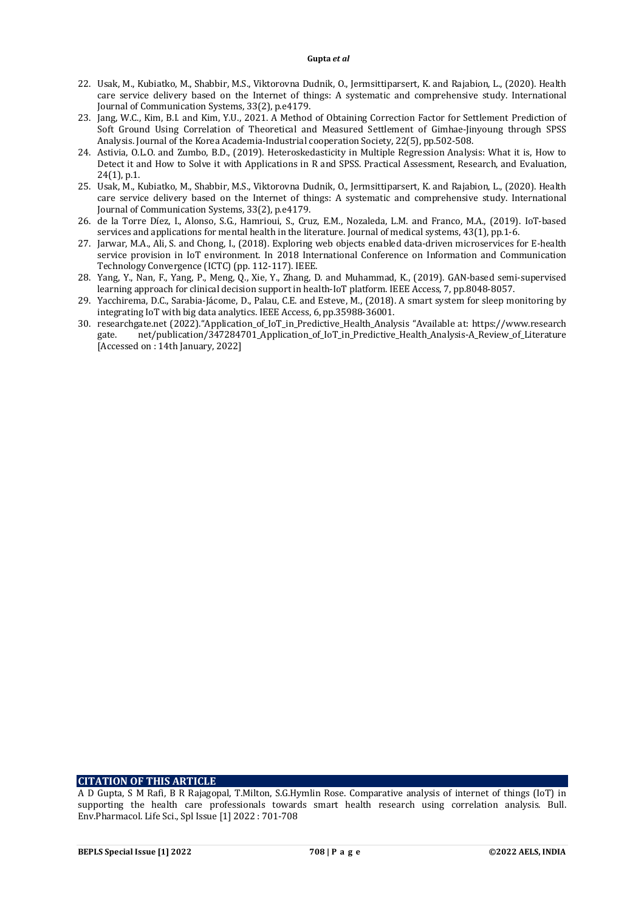22. Usak, M., Kubiatko, M., Shabbir, M.S., Viktorovna Dudnik, O., Jermsittiparsert, K. and Rajabion, L., (2020). Health care service delivery based on the Internet of things: A systematic and comprehensive study. International Journal of Communication Systems, 33(2), p.e4179.
23. Jang, W.C., Kim, B.I. and Kim, Y.U., 2021. A Method of Obtaining Correction Factor for Settlement Prediction of Soft Ground Using Correlation of Theoretical and Measured Settlement of Gimhae-Jinyoung through SPSS Analysis. Journal of the Korea Academia-Industrial cooperation Society, 22(5), pp.502-508.
24. Astivia, O.L.O. and Zumbo, B.D., (2019). Heteroskedasticity in Multiple Regression Analysis: What it is, How to Detect it and How to Solve it with Applications in R and SPSS. Practical Assessment, Research, and Evaluation, 24(1), p.1.
25. Usak, M., Kubiatko, M., Shabbir, M.S., Viktorovna Dudnik, O., Jermsittiparsert, K. and Rajabion, L., (2020). Health care service delivery based on the Internet of things: A systematic and comprehensive study. International Journal of Communication Systems, 33(2), p.e4179.
26. de la Torre Díez, I., Alonso, S.G., Hamrioui, S., Cruz, E.M., Nozaleda, L.M. and Franco, M.A., (2019). IoT-based services and applications for mental health in the literature. Journal of medical systems, 43(1), pp.1-6.
27. Jarwar, M.A., Ali, S. and Chong, I., (2018). Exploring web objects enabled data-driven microservices for E-health service provision in IoT environment. In 2018 International Conference on Information and Communication Technology Convergence (ICTC) (pp. 112-117). IEEE.
28. Yang, Y., Nan, F., Yang, P., Meng, Q., Xie, Y., Zhang, D. and Muhammad, K., (2019). GAN-based semi-supervised learning approach for clinical decision support in health-IoT platform. IEEE Access, 7, pp.8048-8057.
29. Yacchirema, D.C., Sarabia-Jácome, D., Palau, C.E. and Esteve, M., (2018). A smart system for sleep monitoring by integrating IoT with big data analytics. IEEE Access, 6, pp.35988-36001.
30. researchgate.net (2022)."Application_of_IoT_in_Predictive_Health_Analysis "Available at: https://www.research gate. net/publication/347284701_Application_of_IoT_in_Predictive_Health_Analysis-A_Review_of_Literature [Accessed on : 14th January, 2022]

**CITATION OF THIS ARTICLE**

A D Gupta, S M Rafi, B R Rajagopal, T.Milton, S.G.Hymlin Rose. Comparative analysis of internet of things (IoT) in supporting the health care professionals towards smart health research using correlation analysis. Bull. Env.Pharmacol. Life Sci., Spl Issue [1] 2022 : 701-708